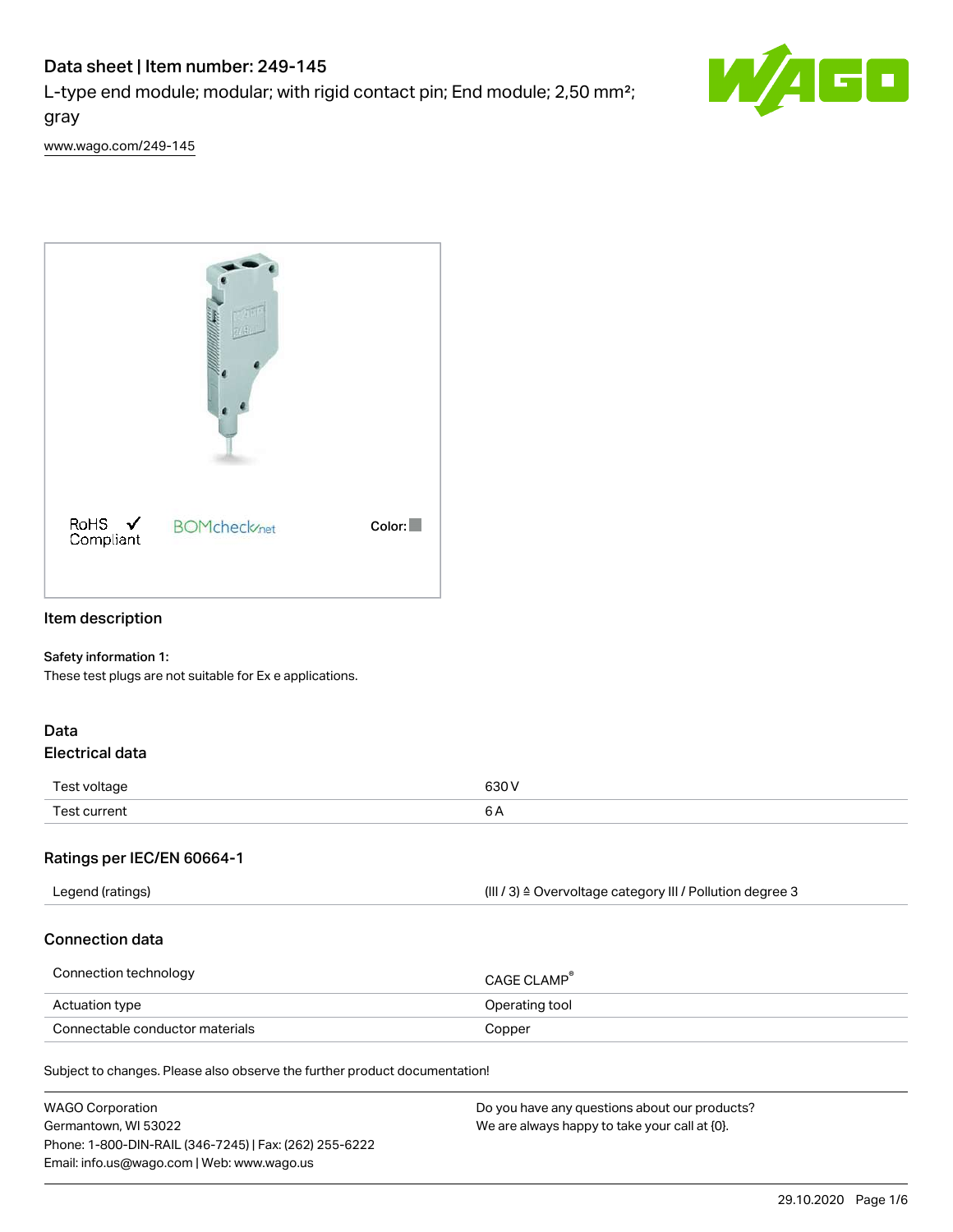# Data sheet | Item number: 249-145

L-type end module; modular; with rigid contact pin; End module; 2,50 mm²; gray

www.wago.com/249-145

RoHS ✓ Compliant

BOMcheck.net

Color:

## Item description

**Safety information 1:**
These test plugs are not suitable for Ex e applications.

## Data

### Electrical data

| | |
|---|---|
| Test voltage | 630 V |
| Test current | 6 A |

### Ratings per IEC/EN 60664-1

| | |
|---|---|
| Legend (ratings) | (III / 3) ≙ Overvoltage category III / Pollution degree 3 |

### Connection data

| | |
|---|---|
| Connection technology | CAGE CLAMP® |
| Actuation type | Operating tool |
| Connectable conductor materials | Copper |

Subject to changes. Please also observe the further product documentation!

WAGO Corporation
Germantown, WI 53022
Phone: 1-800-DIN-RAIL (346-7245) | Fax: (262) 255-6222
Email: info.us@wago.com | Web: www.wago.us

Do you have any questions about our products?
We are always happy to take your call at {0}.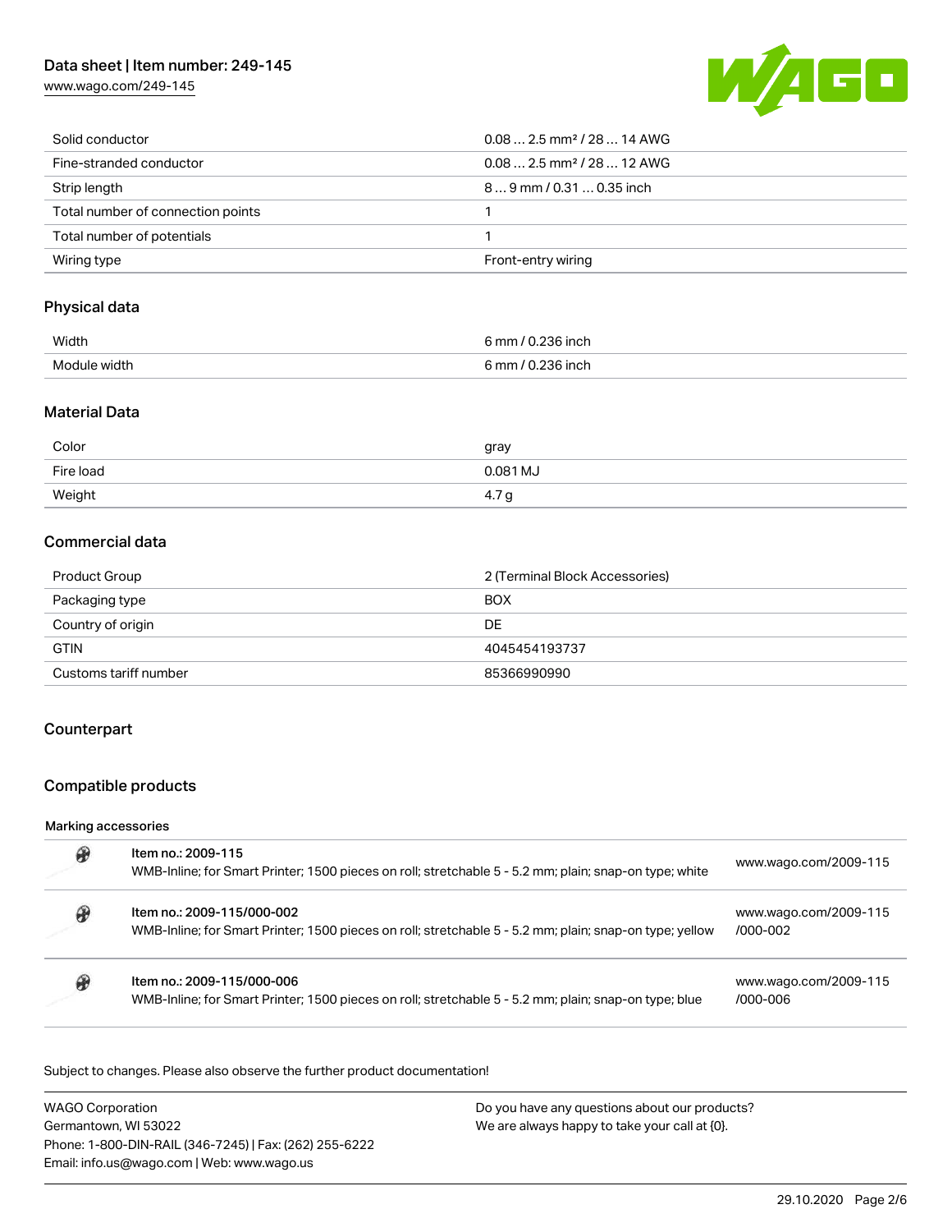| | |
|---|---|
| Solid conductor | 0.08 … 2.5 mm² / 28 … 14 AWG |
| Fine-stranded conductor | 0.08 … 2.5 mm² / 28 … 12 AWG |
| Strip length | 8 … 9 mm / 0.31 … 0.35 inch |
| Total number of connection points | 1 |
| Total number of potentials | 1 |
| Wiring type | Front-entry wiring |

## Physical data

| | |
|---|---|
| Width | 6 mm / 0.236 inch |
| Module width | 6 mm / 0.236 inch |

## Material Data

| | |
|---|---|
| Color | gray |
| Fire load | 0.081 MJ |
| Weight | 4.7 g |

## Commercial data

| | |
|---|---|
| Product Group | 2 (Terminal Block Accessories) |
| Packaging type | BOX |
| Country of origin | DE |
| GTIN | 4045454193737 |
| Customs tariff number | 85366990990 |

## Counterpart

## Compatible products

### Marking accessories

| Item | Link |
|---|---|
| Item no.: 2009-115<br>WMB-Inline; for Smart Printer; 1500 pieces on roll; stretchable 5 - 5.2 mm; plain; snap-on type; white | www.wago.com/2009-115 |
| Item no.: 2009-115/000-002<br>WMB-Inline; for Smart Printer; 1500 pieces on roll; stretchable 5 - 5.2 mm; plain; snap-on type; yellow | www.wago.com/2009-115/000-002 |
| Item no.: 2009-115/000-006<br>WMB-Inline; for Smart Printer; 1500 pieces on roll; stretchable 5 - 5.2 mm; plain; snap-on type; blue | www.wago.com/2009-115/000-006 |

Subject to changes. Please also observe the further product documentation!

WAGO Corporation
Germantown, WI 53022
Phone: 1-800-DIN-RAIL (346-7245) | Fax: (262) 255-6222
Email: info.us@wago.com | Web: www.wago.us

Do you have any questions about our products?
We are always happy to take your call at {0}.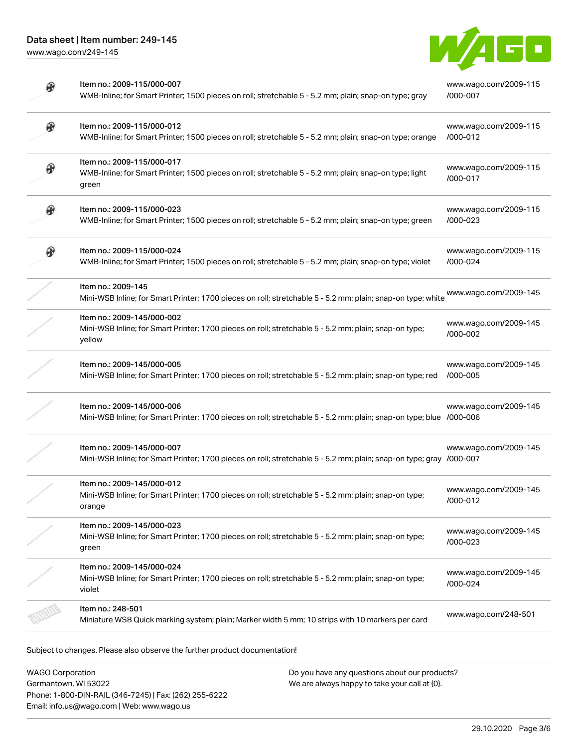| Item | Link |
| --- | --- |
| Item no.: 2009-115/000-007<br>WMB-Inline; for Smart Printer; 1500 pieces on roll; stretchable 5 - 5.2 mm; plain; snap-on type; gray | www.wago.com/2009-115/000-007 |
| Item no.: 2009-115/000-012<br>WMB-Inline; for Smart Printer; 1500 pieces on roll; stretchable 5 - 5.2 mm; plain; snap-on type; orange | www.wago.com/2009-115/000-012 |
| Item no.: 2009-115/000-017<br>WMB-Inline; for Smart Printer; 1500 pieces on roll; stretchable 5 - 5.2 mm; plain; snap-on type; light green | www.wago.com/2009-115/000-017 |
| Item no.: 2009-115/000-023<br>WMB-Inline; for Smart Printer; 1500 pieces on roll; stretchable 5 - 5.2 mm; plain; snap-on type; green | www.wago.com/2009-115/000-023 |
| Item no.: 2009-115/000-024<br>WMB-Inline; for Smart Printer; 1500 pieces on roll; stretchable 5 - 5.2 mm; plain; snap-on type; violet | www.wago.com/2009-115/000-024 |
| Item no.: 2009-145<br>Mini-WSB Inline; for Smart Printer; 1700 pieces on roll; stretchable 5 - 5.2 mm; plain; snap-on type; white | www.wago.com/2009-145 |
| Item no.: 2009-145/000-002<br>Mini-WSB Inline; for Smart Printer; 1700 pieces on roll; stretchable 5 - 5.2 mm; plain; snap-on type; yellow | www.wago.com/2009-145/000-002 |
| Item no.: 2009-145/000-005<br>Mini-WSB Inline; for Smart Printer; 1700 pieces on roll; stretchable 5 - 5.2 mm; plain; snap-on type; red | www.wago.com/2009-145/000-005 |
| Item no.: 2009-145/000-006<br>Mini-WSB Inline; for Smart Printer; 1700 pieces on roll; stretchable 5 - 5.2 mm; plain; snap-on type; blue | www.wago.com/2009-145/000-006 |
| Item no.: 2009-145/000-007<br>Mini-WSB Inline; for Smart Printer; 1700 pieces on roll; stretchable 5 - 5.2 mm; plain; snap-on type; gray | www.wago.com/2009-145/000-007 |
| Item no.: 2009-145/000-012<br>Mini-WSB Inline; for Smart Printer; 1700 pieces on roll; stretchable 5 - 5.2 mm; plain; snap-on type; orange | www.wago.com/2009-145/000-012 |
| Item no.: 2009-145/000-023<br>Mini-WSB Inline; for Smart Printer; 1700 pieces on roll; stretchable 5 - 5.2 mm; plain; snap-on type; green | www.wago.com/2009-145/000-023 |
| Item no.: 2009-145/000-024<br>Mini-WSB Inline; for Smart Printer; 1700 pieces on roll; stretchable 5 - 5.2 mm; plain; snap-on type; violet | www.wago.com/2009-145/000-024 |
| Item no.: 248-501<br>Miniature WSB Quick marking system; plain; Marker width 5 mm; 10 strips with 10 markers per card | www.wago.com/248-501 |

Subject to changes. Please also observe the further product documentation!

WAGO Corporation
Germantown, WI 53022
Phone: 1-800-DIN-RAIL (346-7245) | Fax: (262) 255-6222
Email: info.us@wago.com | Web: www.wago.us

Do you have any questions about our products?
We are always happy to take your call at {0}.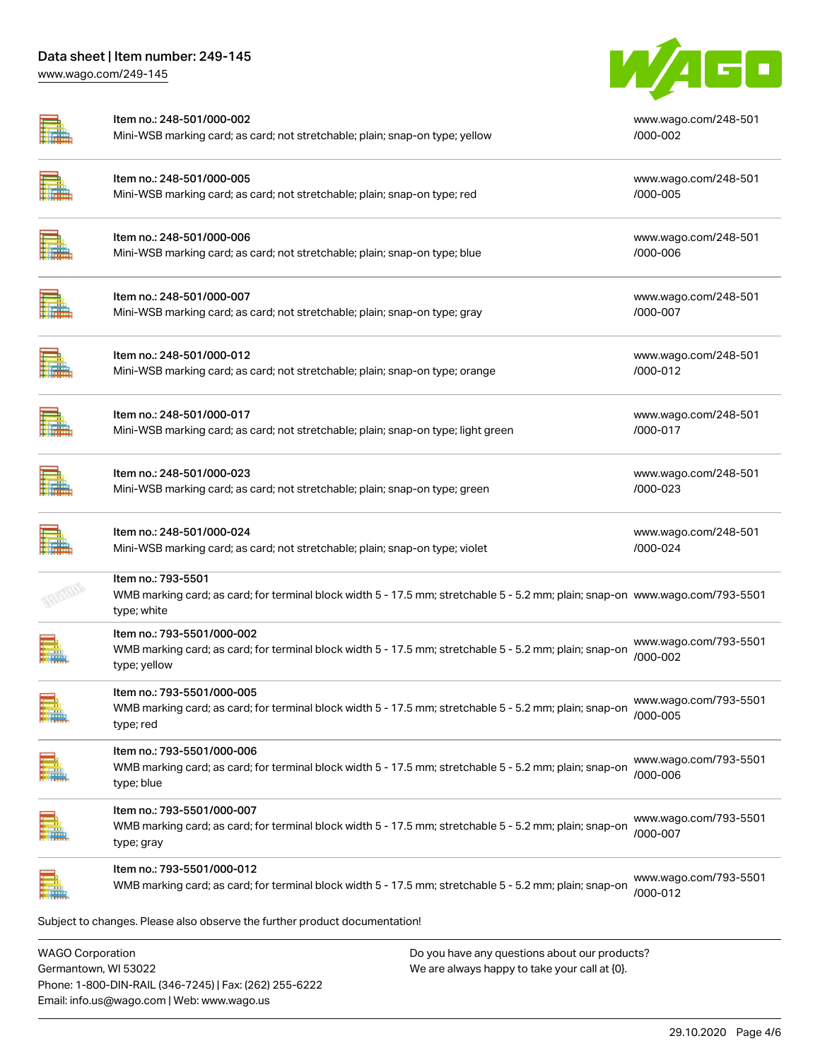| | | |
|---|---|---|
| Item no.: 248-501/000-002<br>Mini-WSB marking card; as card; not stretchable; plain; snap-on type; yellow | www.wago.com/248-501/000-002 |
| Item no.: 248-501/000-005<br>Mini-WSB marking card; as card; not stretchable; plain; snap-on type; red | www.wago.com/248-501/000-005 |
| Item no.: 248-501/000-006<br>Mini-WSB marking card; as card; not stretchable; plain; snap-on type; blue | www.wago.com/248-501/000-006 |
| Item no.: 248-501/000-007<br>Mini-WSB marking card; as card; not stretchable; plain; snap-on type; gray | www.wago.com/248-501/000-007 |
| Item no.: 248-501/000-012<br>Mini-WSB marking card; as card; not stretchable; plain; snap-on type; orange | www.wago.com/248-501/000-012 |
| Item no.: 248-501/000-017<br>Mini-WSB marking card; as card; not stretchable; plain; snap-on type; light green | www.wago.com/248-501/000-017 |
| Item no.: 248-501/000-023<br>Mini-WSB marking card; as card; not stretchable; plain; snap-on type; green | www.wago.com/248-501/000-023 |
| Item no.: 248-501/000-024<br>Mini-WSB marking card; as card; not stretchable; plain; snap-on type; violet | www.wago.com/248-501/000-024 |
| Item no.: 793-5501<br>WMB marking card; as card; for terminal block width 5 - 17.5 mm; stretchable 5 - 5.2 mm; plain; snap-on type; white | www.wago.com/793-5501 |
| Item no.: 793-5501/000-002<br>WMB marking card; as card; for terminal block width 5 - 17.5 mm; stretchable 5 - 5.2 mm; plain; snap-on type; yellow | www.wago.com/793-5501/000-002 |
| Item no.: 793-5501/000-005<br>WMB marking card; as card; for terminal block width 5 - 17.5 mm; stretchable 5 - 5.2 mm; plain; snap-on type; red | www.wago.com/793-5501/000-005 |
| Item no.: 793-5501/000-006<br>WMB marking card; as card; for terminal block width 5 - 17.5 mm; stretchable 5 - 5.2 mm; plain; snap-on type; blue | www.wago.com/793-5501/000-006 |
| Item no.: 793-5501/000-007<br>WMB marking card; as card; for terminal block width 5 - 17.5 mm; stretchable 5 - 5.2 mm; plain; snap-on type; gray | www.wago.com/793-5501/000-007 |
| Item no.: 793-5501/000-012<br>WMB marking card; as card; for terminal block width 5 - 17.5 mm; stretchable 5 - 5.2 mm; plain; snap-on | www.wago.com/793-5501/000-012 |

Subject to changes. Please also observe the further product documentation!

WAGO Corporation
Germantown, WI 53022
Phone: 1-800-DIN-RAIL (346-7245) | Fax: (262) 255-6222
Email: info.us@wago.com | Web: www.wago.us

Do you have any questions about our products?
We are always happy to take your call at {0}.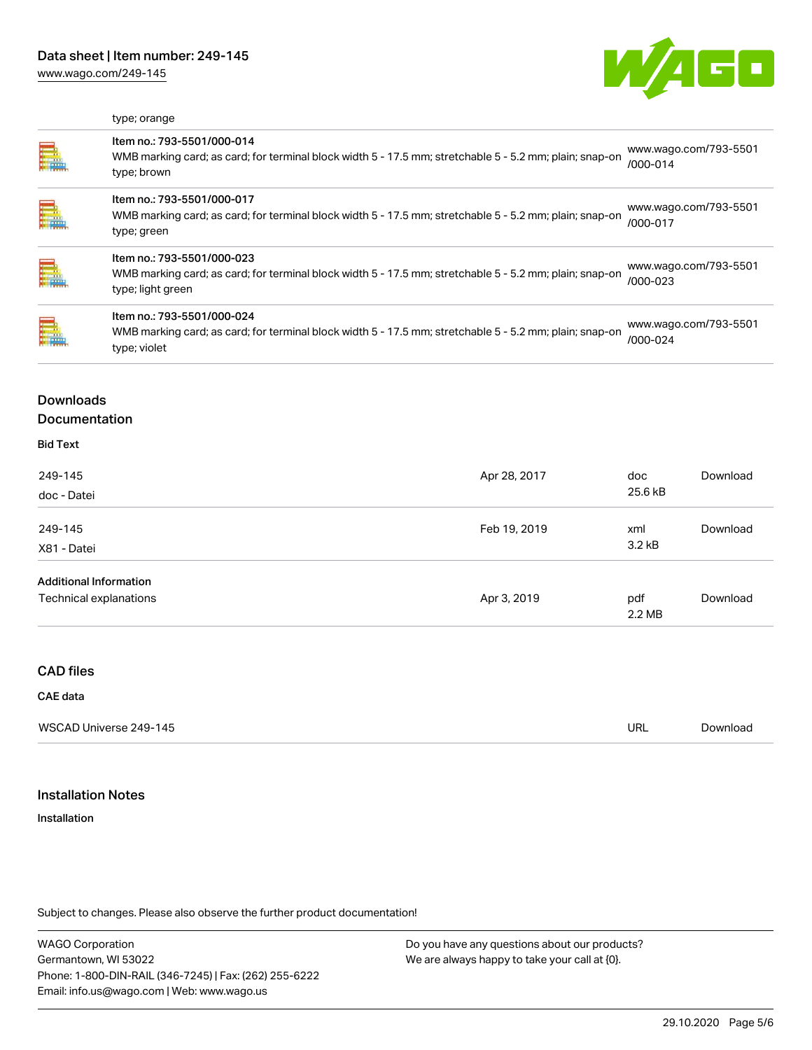type; orange

| | | |
|---|---|---|
| | Item no.: 793-5501/000-014<br>WMB marking card; as card; for terminal block width 5 - 17.5 mm; stretchable 5 - 5.2 mm; plain; snap-on type; brown | www.wago.com/793-5501/000-014 |
| | Item no.: 793-5501/000-017<br>WMB marking card; as card; for terminal block width 5 - 17.5 mm; stretchable 5 - 5.2 mm; plain; snap-on type; green | www.wago.com/793-5501/000-017 |
| | Item no.: 793-5501/000-023<br>WMB marking card; as card; for terminal block width 5 - 17.5 mm; stretchable 5 - 5.2 mm; plain; snap-on type; light green | www.wago.com/793-5501/000-023 |
| | Item no.: 793-5501/000-024<br>WMB marking card; as card; for terminal block width 5 - 17.5 mm; stretchable 5 - 5.2 mm; plain; snap-on type; violet | www.wago.com/793-5501/000-024 |

## Downloads
## Documentation

**Bid Text**

| | | | |
|---|---|---|---|
| 249-145<br>doc - Datei | Apr 28, 2017 | doc<br>25.6 kB | Download |
| 249-145<br>X81 - Datei | Feb 19, 2019 | xml<br>3.2 kB | Download |

**Additional Information**

| | | | |
|---|---|---|---|
| Technical explanations | Apr 3, 2019 | pdf<br>2.2 MB | Download |

## CAD files

**CAE data**

| | | |
|---|---|---|
| WSCAD Universe 249-145 | URL | Download |

## Installation Notes

**Installation**

Subject to changes. Please also observe the further product documentation!

WAGO Corporation
Germantown, WI 53022
Phone: 1-800-DIN-RAIL (346-7245) | Fax: (262) 255-6222
Email: info.us@wago.com | Web: www.wago.us

Do you have any questions about our products?
We are always happy to take your call at {0}.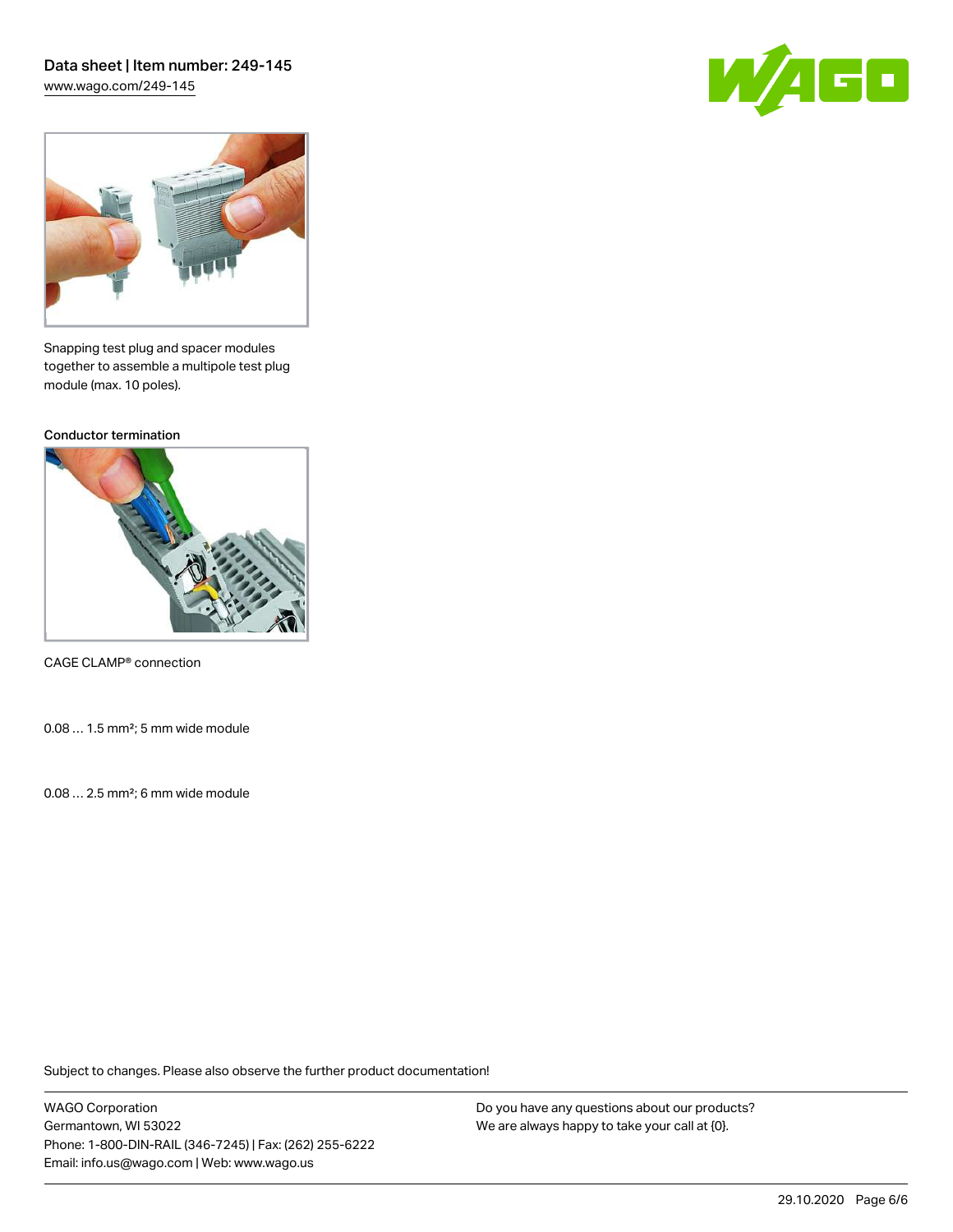Snapping test plug and spacer modules together to assemble a multipole test plug module (max. 10 poles).

### Conductor termination

CAGE CLAMP® connection

0.08 … 1.5 mm²; 5 mm wide module

0.08 … 2.5 mm²; 6 mm wide module

Subject to changes. Please also observe the further product documentation!

WAGO Corporation
Germantown, WI 53022
Phone: 1-800-DIN-RAIL (346-7245) | Fax: (262) 255-6222
Email: info.us@wago.com | Web: www.wago.us

Do you have any questions about our products?
We are always happy to take your call at {0}.